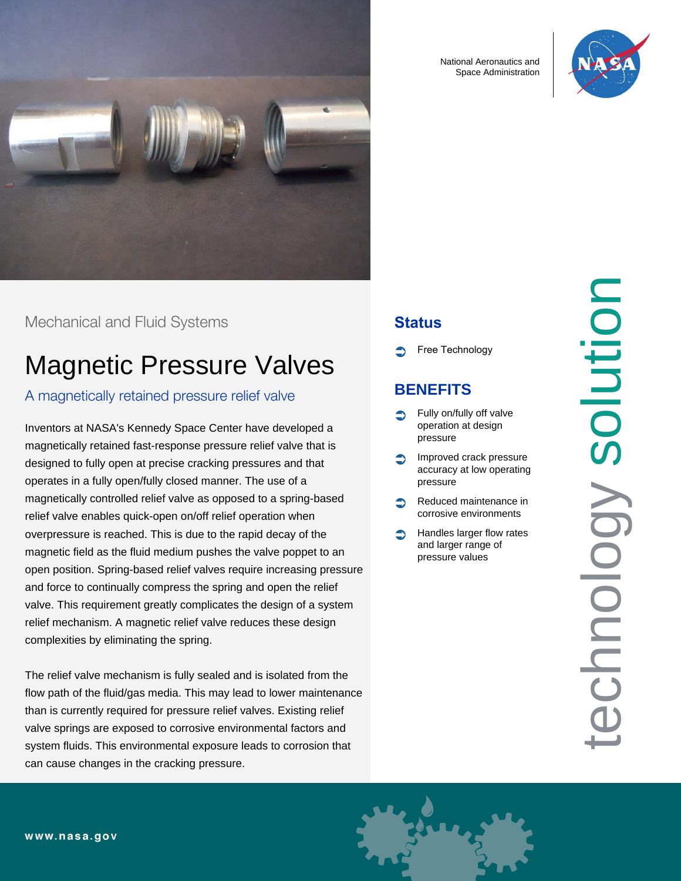National Aeronautics and Space Administration

Mechanical and Fluid Systems

# Magnetic Pressure Valves

## A magnetically retained pressure relief valve

Inventors at NASA's Kennedy Space Center have developed a magnetically retained fast-response pressure relief valve that is designed to fully open at precise cracking pressures and that operates in a fully open/fully closed manner. The use of a magnetically controlled relief valve as opposed to a spring-based relief valve enables quick-open on/off relief operation when overpressure is reached. This is due to the rapid decay of the magnetic field as the fluid medium pushes the valve poppet to an open position. Spring-based relief valves require increasing pressure and force to continually compress the spring and open the relief valve. This requirement greatly complicates the design of a system relief mechanism. A magnetic relief valve reduces these design complexities by eliminating the spring.

The relief valve mechanism is fully sealed and is isolated from the flow path of the fluid/gas media. This may lead to lower maintenance than is currently required for pressure relief valves. Existing relief valve springs are exposed to corrosive environmental factors and system fluids. This environmental exposure leads to corrosion that can cause changes in the cracking pressure.

### Status

- Free Technology

### BENEFITS

- Fully on/fully off valve operation at design pressure
- Improved crack pressure accuracy at low operating pressure
- Reduced maintenance in corrosive environments
- Handles larger flow rates and larger range of pressure values

technology solution

www.nasa.gov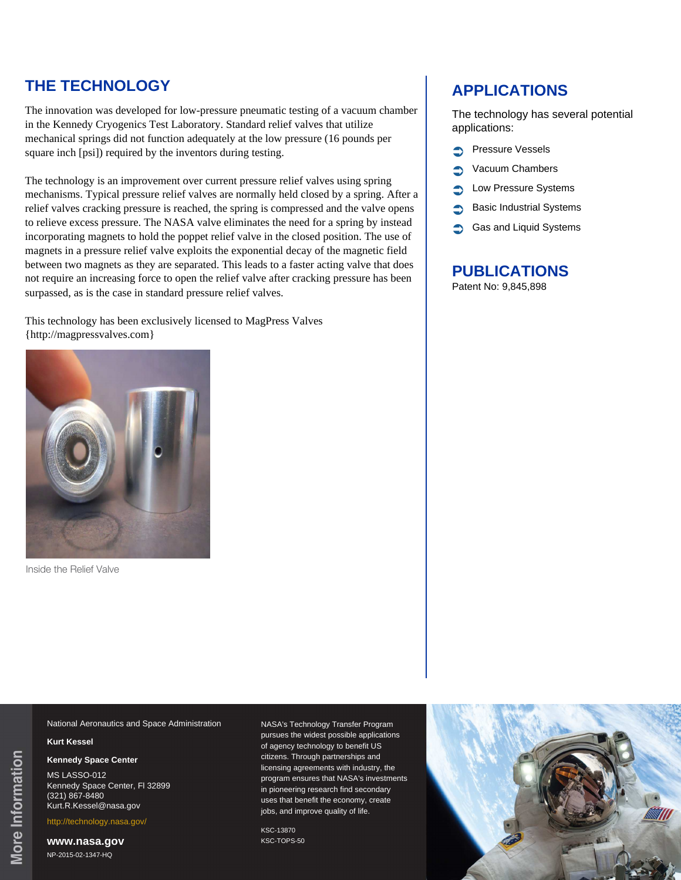## THE TECHNOLOGY

The innovation was developed for low-pressure pneumatic testing of a vacuum chamber in the Kennedy Cryogenics Test Laboratory. Standard relief valves that utilize mechanical springs did not function adequately at the low pressure (16 pounds per square inch [psi]) required by the inventors during testing.

The technology is an improvement over current pressure relief valves using spring mechanisms. Typical pressure relief valves are normally held closed by a spring. After a relief valves cracking pressure is reached, the spring is compressed and the valve opens to relieve excess pressure. The NASA valve eliminates the need for a spring by instead incorporating magnets to hold the poppet relief valve in the closed position. The use of magnets in a pressure relief valve exploits the exponential decay of the magnetic field between two magnets as they are separated. This leads to a faster acting valve that does not require an increasing force to open the relief valve after cracking pressure has been surpassed, as is the case in standard pressure relief valves.

This technology has been exclusively licensed to MagPress Valves {http://magpressvalves.com}

Inside the Relief Valve

## APPLICATIONS

The technology has several potential applications:

- Pressure Vessels
- Vacuum Chambers
- Low Pressure Systems
- Basic Industrial Systems
- Gas and Liquid Systems

## PUBLICATIONS

Patent No: 9,845,898

## More Information

National Aeronautics and Space Administration

**Kurt Kessel**

**Kennedy Space Center**

MS LASSO-012
Kennedy Space Center, Fl 32899
(321) 867-8480
Kurt.R.Kessel@nasa.gov

http://technology.nasa.gov/

**www.nasa.gov**

NP-2015-02-1347-HQ

NASA's Technology Transfer Program pursues the widest possible applications of agency technology to benefit US citizens. Through partnerships and licensing agreements with industry, the program ensures that NASA's investments in pioneering research find secondary uses that benefit the economy, create jobs, and improve quality of life.

KSC-13870
KSC-TOPS-50